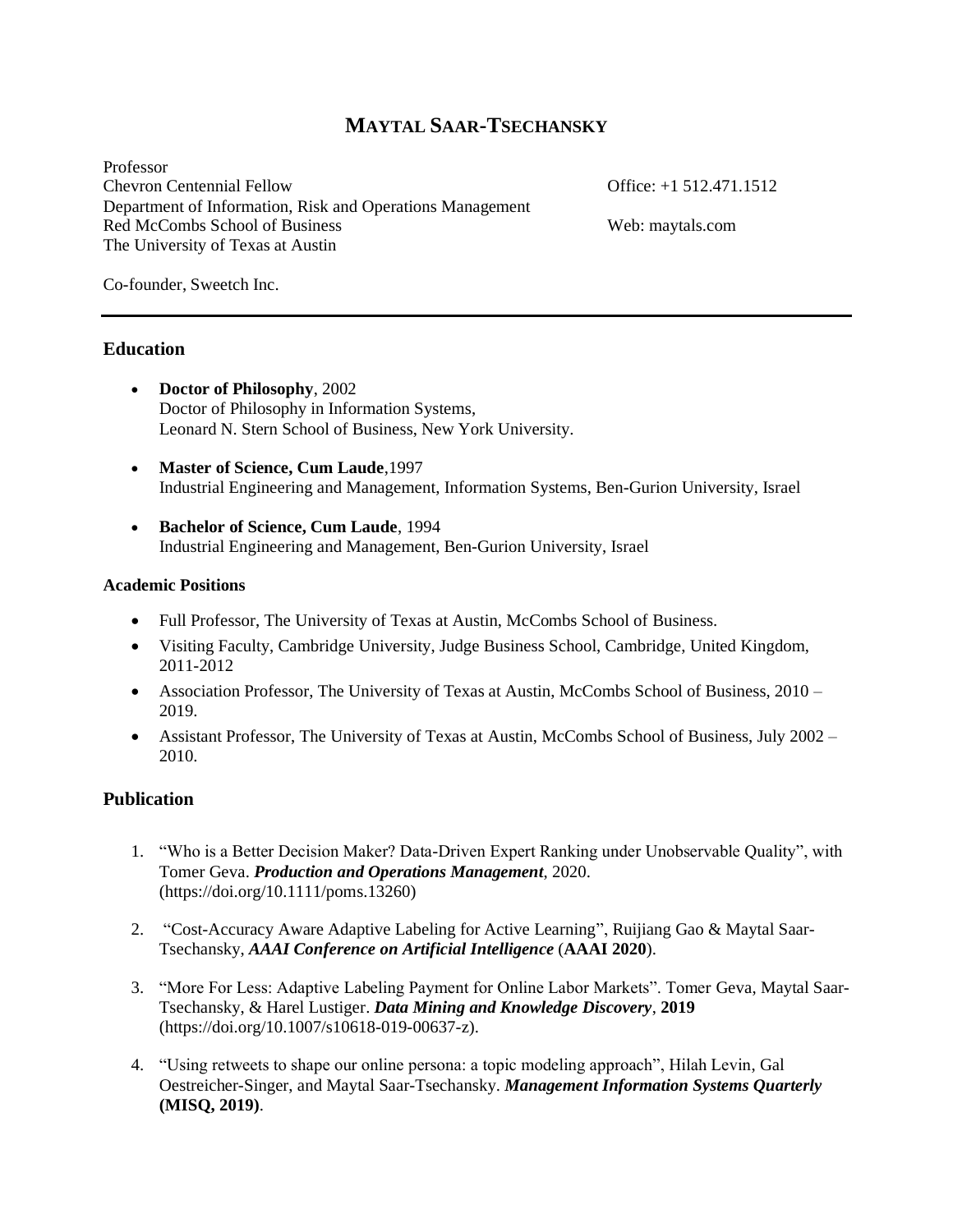# MAYTAL SAAR-TSECHANSKY

Professor
Chevron Centennial Fellow
Department of Information, Risk and Operations Management
Red McCombs School of Business
The University of Texas at Austin

Office: +1 512.471.1512

Web: maytals.com

Co-founder, Sweetch Inc.

---

## Education

- **Doctor of Philosophy**, 2002
  Doctor of Philosophy in Information Systems,
  Leonard N. Stern School of Business, New York University.

- **Master of Science, Cum Laude**,1997
  Industrial Engineering and Management, Information Systems, Ben-Gurion University, Israel

- **Bachelor of Science, Cum Laude**, 1994
  Industrial Engineering and Management, Ben-Gurion University, Israel

### Academic Positions

- Full Professor, The University of Texas at Austin, McCombs School of Business.
- Visiting Faculty, Cambridge University, Judge Business School, Cambridge, United Kingdom, 2011-2012
- Association Professor, The University of Texas at Austin, McCombs School of Business, 2010 – 2019.
- Assistant Professor, The University of Texas at Austin, McCombs School of Business, July 2002 – 2010.

## Publication

1. "Who is a Better Decision Maker? Data-Driven Expert Ranking under Unobservable Quality", with Tomer Geva. ***Production and Operations Management***, 2020. (https://doi.org/10.1111/poms.13260)

2. "Cost-Accuracy Aware Adaptive Labeling for Active Learning", Ruijiang Gao & Maytal Saar-Tsechansky, ***AAAI Conference on Artificial Intelligence*** (**AAAI 2020**).

3. "More For Less: Adaptive Labeling Payment for Online Labor Markets". Tomer Geva, Maytal Saar-Tsechansky, & Harel Lustiger. ***Data Mining and Knowledge Discovery***, **2019** (https://doi.org/10.1007/s10618-019-00637-z).

4. "Using retweets to shape our online persona: a topic modeling approach", Hilah Levin, Gal Oestreicher-Singer, and Maytal Saar-Tsechansky. ***Management Information Systems Quarterly*** **(MISQ, 2019)**.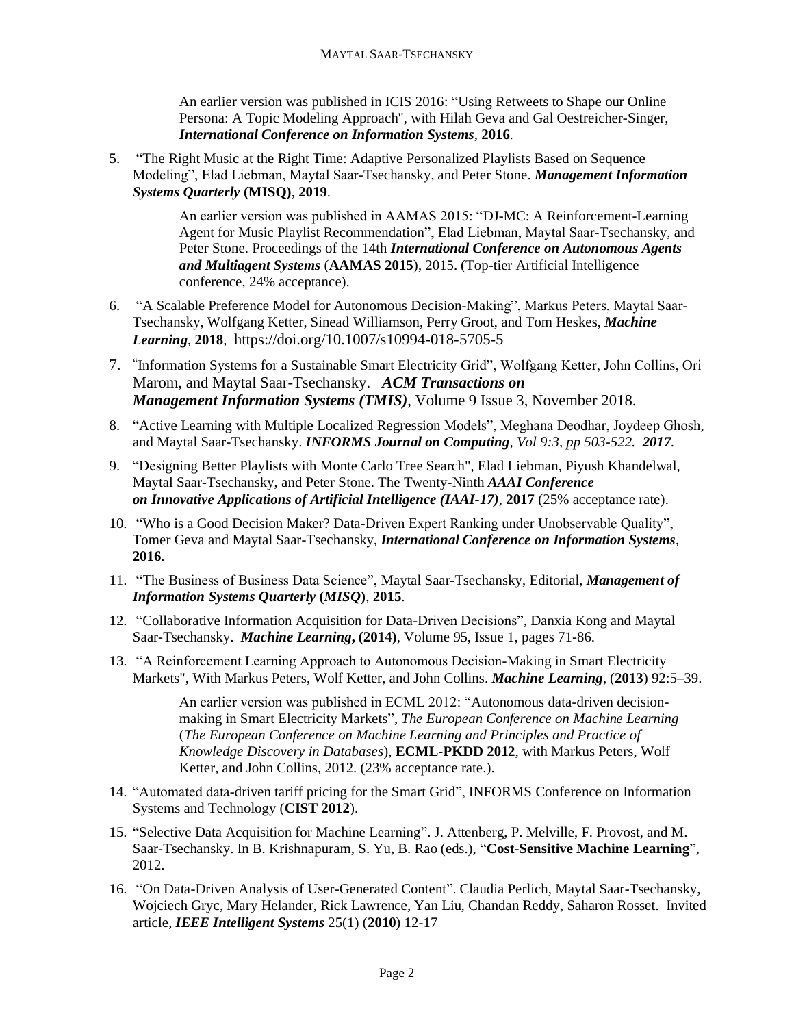An earlier version was published in ICIS 2016: "Using Retweets to Shape our Online Persona: A Topic Modeling Approach", with Hilah Geva and Gal Oestreicher-Singer, ***International Conference on Information Systems***, **2016**.

5. "The Right Music at the Right Time: Adaptive Personalized Playlists Based on Sequence Modeling", Elad Liebman, Maytal Saar-Tsechansky, and Peter Stone. ***Management Information Systems Quarterly*** **(MISQ)**, **2019**.

   An earlier version was published in AAMAS 2015: "DJ-MC: A Reinforcement-Learning Agent for Music Playlist Recommendation", Elad Liebman, Maytal Saar-Tsechansky, and Peter Stone. Proceedings of the 14th ***International Conference on Autonomous Agents and Multiagent Systems*** (**AAMAS 2015**), 2015. (Top-tier Artificial Intelligence conference, 24% acceptance).

6. "A Scalable Preference Model for Autonomous Decision-Making", Markus Peters, Maytal Saar-Tsechansky, Wolfgang Ketter, Sinead Williamson, Perry Groot, and Tom Heskes, ***Machine Learning***, **2018**, https://doi.org/10.1007/s10994-018-5705-5

7. "Information Systems for a Sustainable Smart Electricity Grid", Wolfgang Ketter, John Collins, Ori Marom, and Maytal Saar-Tsechansky. ***ACM Transactions on Management Information Systems (TMIS)***, Volume 9 Issue 3, November 2018.

8. "Active Learning with Multiple Localized Regression Models", Meghana Deodhar, Joydeep Ghosh, and Maytal Saar-Tsechansky. ***INFORMS Journal on Computing***, *Vol 9:3, pp 503-522.* ***2017***.

9. "Designing Better Playlists with Monte Carlo Tree Search", Elad Liebman, Piyush Khandelwal, Maytal Saar-Tsechansky, and Peter Stone. The Twenty-Ninth ***AAAI Conference on Innovative Applications of Artificial Intelligence (IAAI-17)***, **2017** (25% acceptance rate).

10. "Who is a Good Decision Maker? Data-Driven Expert Ranking under Unobservable Quality", Tomer Geva and Maytal Saar-Tsechansky, ***International Conference on Information Systems***, **2016**.

11. "The Business of Business Data Science", Maytal Saar-Tsechansky, Editorial, ***Management of Information Systems Quarterly*** **(*MISQ*)**, **2015**.

12. "Collaborative Information Acquisition for Data-Driven Decisions", Danxia Kong and Maytal Saar-Tsechansky. ***Machine Learning*****, (2014)**, Volume 95, Issue 1, pages 71-86.

13. "A Reinforcement Learning Approach to Autonomous Decision-Making in Smart Electricity Markets", With Markus Peters, Wolf Ketter, and John Collins. ***Machine Learning***, (**2013**) 92:5–39.

    An earlier version was published in ECML 2012: "Autonomous data-driven decision-making in Smart Electricity Markets", *The European Conference on Machine Learning* (*The European Conference on Machine Learning and Principles and Practice of Knowledge Discovery in Databases*), **ECML-PKDD 2012**, with Markus Peters, Wolf Ketter, and John Collins, 2012. (23% acceptance rate.).

14. "Automated data-driven tariff pricing for the Smart Grid", INFORMS Conference on Information Systems and Technology (**CIST 2012**).

15. "Selective Data Acquisition for Machine Learning". J. Attenberg, P. Melville, F. Provost, and M. Saar-Tsechansky. In B. Krishnapuram, S. Yu, B. Rao (eds.), "**Cost-Sensitive Machine Learning**", 2012.

16. "On Data-Driven Analysis of User-Generated Content". Claudia Perlich, Maytal Saar-Tsechansky, Wojciech Gryc, Mary Helander, Rick Lawrence, Yan Liu, Chandan Reddy, Saharon Rosset. Invited article, ***IEEE Intelligent Systems*** 25(1) (**2010**) 12-17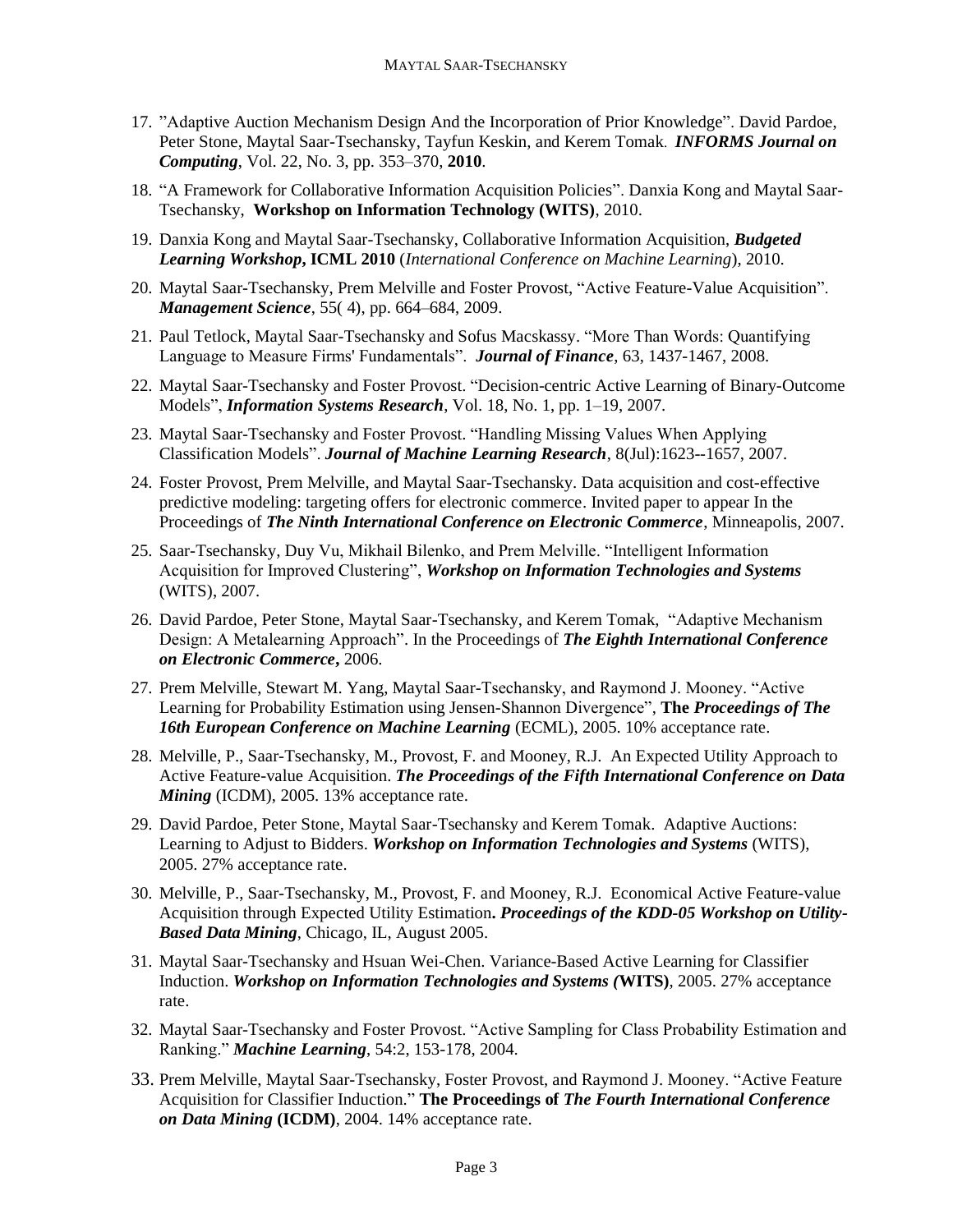17. "Adaptive Auction Mechanism Design And the Incorporation of Prior Knowledge". David Pardoe, Peter Stone, Maytal Saar-Tsechansky, Tayfun Keskin, and Kerem Tomak. ***INFORMS Journal on Computing***, Vol. 22, No. 3, pp. 353–370, **2010**.
18. "A Framework for Collaborative Information Acquisition Policies". Danxia Kong and Maytal Saar-Tsechansky, **Workshop on Information Technology (WITS)**, 2010.
19. Danxia Kong and Maytal Saar-Tsechansky, Collaborative Information Acquisition, ***Budgeted Learning Workshop*, ICML 2010** (*International Conference on Machine Learning*), 2010.
20. Maytal Saar-Tsechansky, Prem Melville and Foster Provost, "Active Feature-Value Acquisition". ***Management Science***, 55( 4), pp. 664–684, 2009.
21. Paul Tetlock, Maytal Saar-Tsechansky and Sofus Macskassy. "More Than Words: Quantifying Language to Measure Firms' Fundamentals". ***Journal of Finance***, 63, 1437-1467, 2008.
22. Maytal Saar-Tsechansky and Foster Provost. "Decision-centric Active Learning of Binary-Outcome Models", ***Information Systems Research***, Vol. 18, No. 1, pp. 1–19, 2007.
23. Maytal Saar-Tsechansky and Foster Provost. "Handling Missing Values When Applying Classification Models". ***Journal of Machine Learning Research***, 8(Jul):1623--1657, 2007.
24. Foster Provost, Prem Melville, and Maytal Saar-Tsechansky. Data acquisition and cost-effective predictive modeling: targeting offers for electronic commerce. Invited paper to appear In the Proceedings of ***The Ninth International Conference on Electronic Commerce***, Minneapolis, 2007.
25. Saar-Tsechansky, Duy Vu, Mikhail Bilenko, and Prem Melville. "Intelligent Information Acquisition for Improved Clustering", ***Workshop on Information Technologies and Systems*** (WITS), 2007.
26. David Pardoe, Peter Stone, Maytal Saar-Tsechansky, and Kerem Tomak, "Adaptive Mechanism Design: A Metalearning Approach". In the Proceedings of ***The Eighth International Conference on Electronic Commerce*,** 2006.
27. Prem Melville, Stewart M. Yang, Maytal Saar-Tsechansky, and Raymond J. Mooney. "Active Learning for Probability Estimation using Jensen-Shannon Divergence", **The *Proceedings of The 16th European Conference on Machine Learning*** (ECML), 2005. 10% acceptance rate.
28. Melville, P., Saar-Tsechansky, M., Provost, F. and Mooney, R.J. An Expected Utility Approach to Active Feature-value Acquisition. ***The Proceedings of the Fifth International Conference on Data Mining*** (ICDM), 2005. 13% acceptance rate.
29. David Pardoe, Peter Stone, Maytal Saar-Tsechansky and Kerem Tomak. Adaptive Auctions: Learning to Adjust to Bidders. ***Workshop on Information Technologies and Systems*** (WITS), 2005. 27% acceptance rate.
30. Melville, P., Saar-Tsechansky, M., Provost, F. and Mooney, R.J. Economical Active Feature-value Acquisition through Expected Utility Estimation**. *Proceedings of the KDD-05 Workshop on Utility-Based Data Mining***, Chicago, IL, August 2005.
31. Maytal Saar-Tsechansky and Hsuan Wei-Chen. Variance-Based Active Learning for Classifier Induction. ***Workshop on Information Technologies and Systems (*WITS)**, 2005. 27% acceptance rate.
32. Maytal Saar-Tsechansky and Foster Provost. "Active Sampling for Class Probability Estimation and Ranking." ***Machine Learning***, 54:2, 153-178, 2004.
33. Prem Melville, Maytal Saar-Tsechansky, Foster Provost, and Raymond J. Mooney. "Active Feature Acquisition for Classifier Induction." **The Proceedings of *The Fourth International Conference on Data Mining* (ICDM)**, 2004. 14% acceptance rate.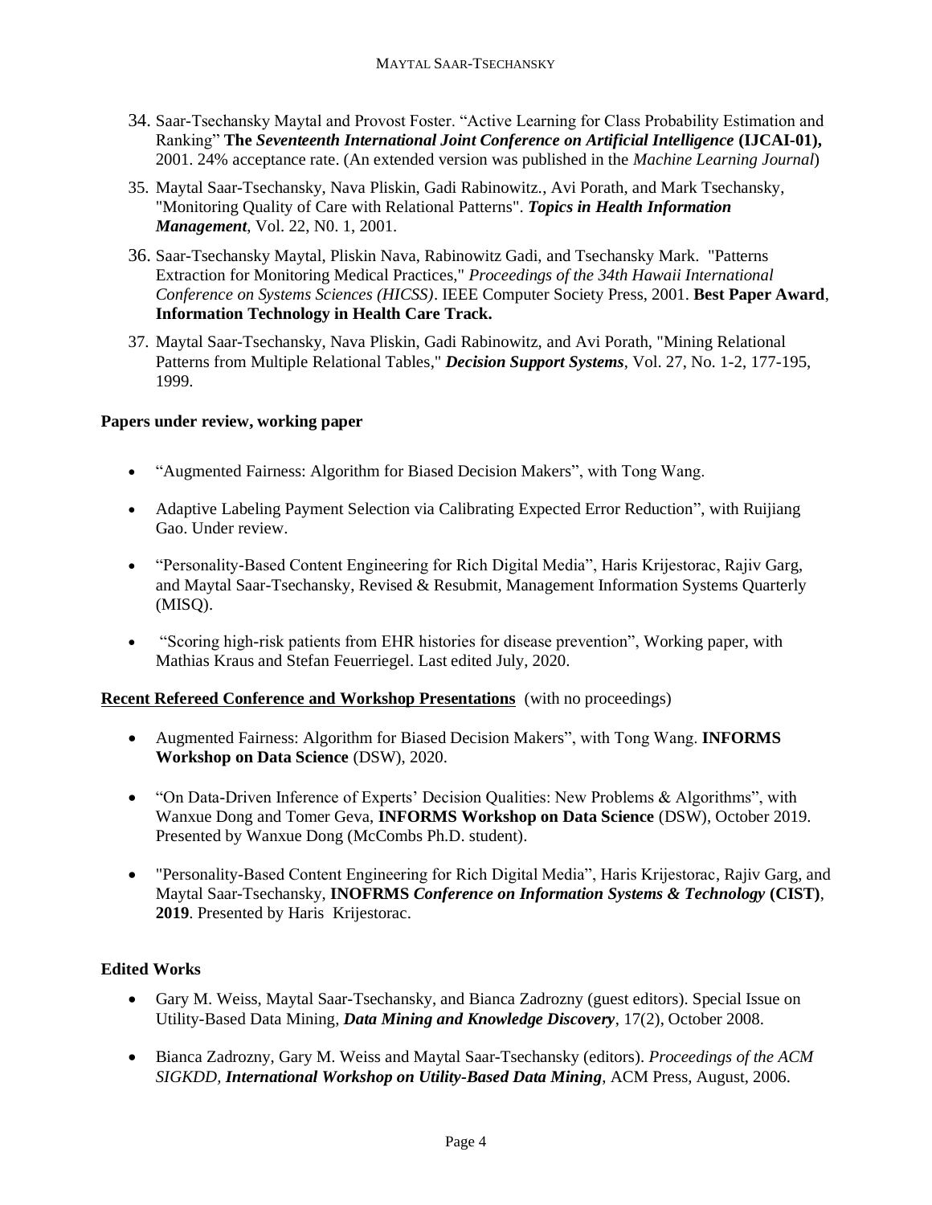34. Saar-Tsechansky Maytal and Provost Foster. "Active Learning for Class Probability Estimation and Ranking" **The *Seventeenth International Joint Conference on Artificial Intelligence* (IJCAI-01),** 2001. 24% acceptance rate. (An extended version was published in the *Machine Learning Journal*)

35. Maytal Saar-Tsechansky, Nava Pliskin, Gadi Rabinowitz., Avi Porath, and Mark Tsechansky, "Monitoring Quality of Care with Relational Patterns". ***Topics in Health Information Management***, Vol. 22, N0. 1, 2001.

36. Saar-Tsechansky Maytal, Pliskin Nava, Rabinowitz Gadi, and Tsechansky Mark. "Patterns Extraction for Monitoring Medical Practices," *Proceedings of the 34th Hawaii International Conference on Systems Sciences (HICSS)*. IEEE Computer Society Press, 2001. **Best Paper Award**, **Information Technology in Health Care Track.**

37. Maytal Saar-Tsechansky, Nava Pliskin, Gadi Rabinowitz, and Avi Porath, "Mining Relational Patterns from Multiple Relational Tables," ***Decision Support Systems***, Vol. 27, No. 1-2, 177-195, 1999.

**Papers under review, working paper**

- "Augmented Fairness: Algorithm for Biased Decision Makers", with Tong Wang.
- Adaptive Labeling Payment Selection via Calibrating Expected Error Reduction", with Ruijiang Gao. Under review.
- "Personality-Based Content Engineering for Rich Digital Media", Haris Krijestorac, Rajiv Garg, and Maytal Saar-Tsechansky, Revised & Resubmit, Management Information Systems Quarterly (MISQ).
- "Scoring high-risk patients from EHR histories for disease prevention", Working paper, with Mathias Kraus and Stefan Feuerriegel. Last edited July, 2020.

**Recent Refereed Conference and Workshop Presentations** (with no proceedings)

- Augmented Fairness: Algorithm for Biased Decision Makers", with Tong Wang. **INFORMS Workshop on Data Science** (DSW), 2020.
- "On Data-Driven Inference of Experts' Decision Qualities: New Problems & Algorithms", with Wanxue Dong and Tomer Geva, **INFORMS Workshop on Data Science** (DSW), October 2019. Presented by Wanxue Dong (McCombs Ph.D. student).
- "Personality-Based Content Engineering for Rich Digital Media", Haris Krijestorac, Rajiv Garg, and Maytal Saar-Tsechansky, **INOFRMS *Conference on Information Systems & Technology* (CIST)**, **2019**. Presented by Haris Krijestorac.

**Edited Works**

- Gary M. Weiss, Maytal Saar-Tsechansky, and Bianca Zadrozny (guest editors). Special Issue on Utility-Based Data Mining, ***Data Mining and Knowledge Discovery***, 17(2), October 2008.
- Bianca Zadrozny, Gary M. Weiss and Maytal Saar-Tsechansky (editors). *Proceedings of the ACM SIGKDD, **International Workshop on Utility-Based Data Mining***, ACM Press, August, 2006.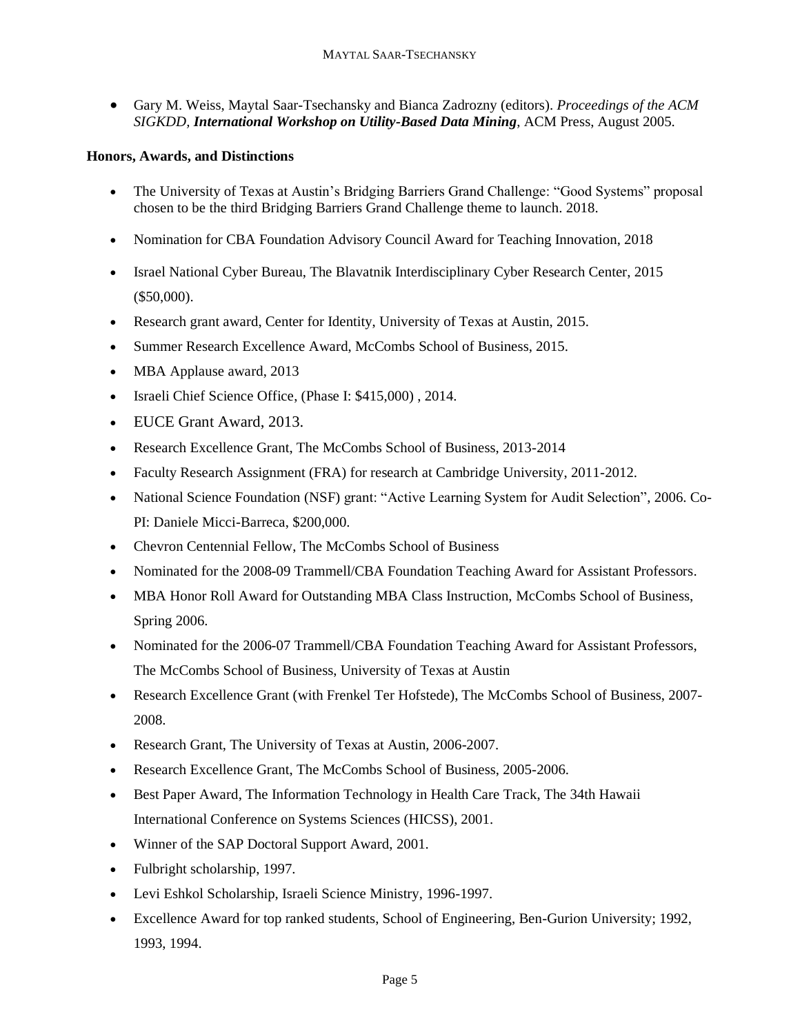- Gary M. Weiss, Maytal Saar-Tsechansky and Bianca Zadrozny (editors). *Proceedings of the ACM SIGKDD, **International Workshop on Utility-Based Data Mining***, ACM Press, August 2005.

**Honors, Awards, and Distinctions**

- The University of Texas at Austin's Bridging Barriers Grand Challenge: "Good Systems" proposal chosen to be the third Bridging Barriers Grand Challenge theme to launch. 2018.
- Nomination for CBA Foundation Advisory Council Award for Teaching Innovation, 2018
- Israel National Cyber Bureau, The Blavatnik Interdisciplinary Cyber Research Center, 2015 ($50,000).
- Research grant award, Center for Identity, University of Texas at Austin, 2015.
- Summer Research Excellence Award, McCombs School of Business, 2015.
- MBA Applause award, 2013
- Israeli Chief Science Office, (Phase I: $415,000) , 2014.
- EUCE Grant Award, 2013.
- Research Excellence Grant, The McCombs School of Business, 2013-2014
- Faculty Research Assignment (FRA) for research at Cambridge University, 2011-2012.
- National Science Foundation (NSF) grant: "Active Learning System for Audit Selection", 2006. Co-PI: Daniele Micci-Barreca, $200,000.
- Chevron Centennial Fellow, The McCombs School of Business
- Nominated for the 2008-09 Trammell/CBA Foundation Teaching Award for Assistant Professors.
- MBA Honor Roll Award for Outstanding MBA Class Instruction, McCombs School of Business, Spring 2006.
- Nominated for the 2006-07 Trammell/CBA Foundation Teaching Award for Assistant Professors, The McCombs School of Business, University of Texas at Austin
- Research Excellence Grant (with Frenkel Ter Hofstede), The McCombs School of Business, 2007-2008.
- Research Grant, The University of Texas at Austin, 2006-2007.
- Research Excellence Grant, The McCombs School of Business, 2005-2006.
- Best Paper Award, The Information Technology in Health Care Track, The 34th Hawaii International Conference on Systems Sciences (HICSS), 2001.
- Winner of the SAP Doctoral Support Award, 2001.
- Fulbright scholarship, 1997.
- Levi Eshkol Scholarship, Israeli Science Ministry, 1996-1997.
- Excellence Award for top ranked students, School of Engineering, Ben-Gurion University; 1992, 1993, 1994.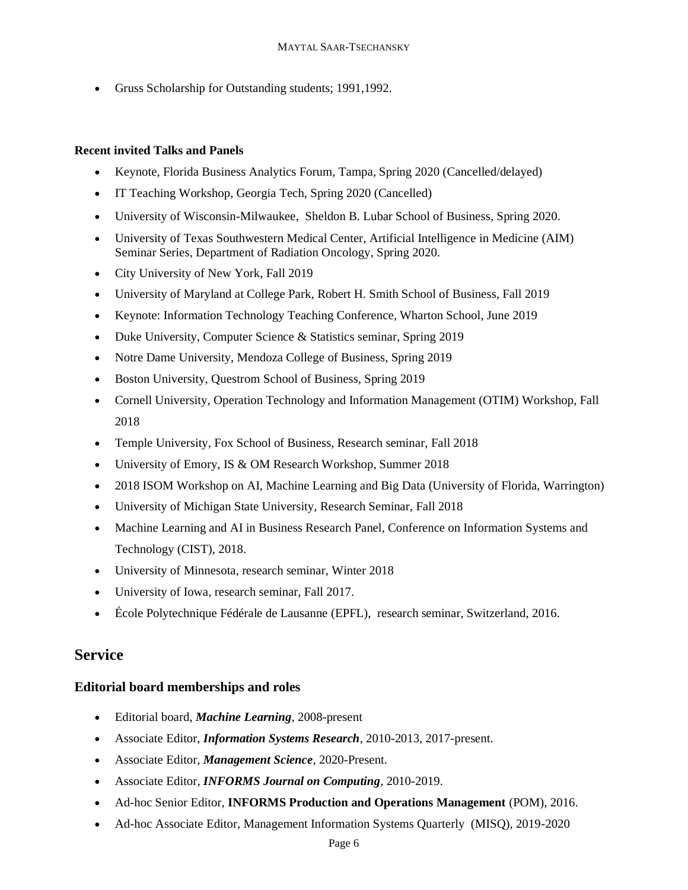- Gruss Scholarship for Outstanding students; 1991,1992.

**Recent invited Talks and Panels**

- Keynote, Florida Business Analytics Forum, Tampa, Spring 2020 (Cancelled/delayed)
- IT Teaching Workshop, Georgia Tech, Spring 2020 (Cancelled)
- University of Wisconsin-Milwaukee, Sheldon B. Lubar School of Business, Spring 2020.
- University of Texas Southwestern Medical Center, Artificial Intelligence in Medicine (AIM) Seminar Series, Department of Radiation Oncology, Spring 2020.
- City University of New York, Fall 2019
- University of Maryland at College Park, Robert H. Smith School of Business, Fall 2019
- Keynote: Information Technology Teaching Conference, Wharton School, June 2019
- Duke University, Computer Science & Statistics seminar, Spring 2019
- Notre Dame University, Mendoza College of Business, Spring 2019
- Boston University, Questrom School of Business, Spring 2019
- Cornell University, Operation Technology and Information Management (OTIM) Workshop, Fall 2018
- Temple University, Fox School of Business, Research seminar, Fall 2018
- University of Emory, IS & OM Research Workshop, Summer 2018
- 2018 ISOM Workshop on AI, Machine Learning and Big Data (University of Florida, Warrington)
- University of Michigan State University, Research Seminar, Fall 2018
- Machine Learning and AI in Business Research Panel, Conference on Information Systems and Technology (CIST), 2018.
- University of Minnesota, research seminar, Winter 2018
- University of Iowa, research seminar, Fall 2017.
- École Polytechnique Fédérale de Lausanne (EPFL), research seminar, Switzerland, 2016.

## Service

### Editorial board memberships and roles

- Editorial board, ***Machine Learning***, 2008-present
- Associate Editor, ***Information Systems Research***, 2010-2013, 2017-present.
- Associate Editor, ***Management Science***, 2020-Present.
- Associate Editor, ***INFORMS Journal on Computing***, 2010-2019.
- Ad-hoc Senior Editor, **INFORMS Production and Operations Management** (POM), 2016.
- Ad-hoc Associate Editor, Management Information Systems Quarterly (MISQ), 2019-2020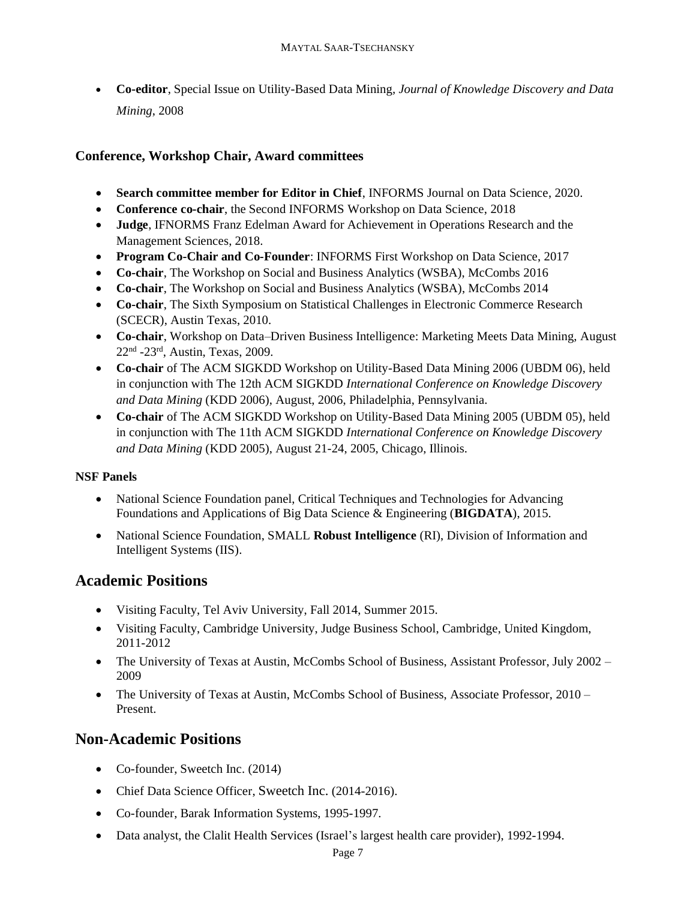- **Co-editor**, Special Issue on Utility-Based Data Mining, *Journal of Knowledge Discovery and Data Mining*, 2008

### Conference, Workshop Chair, Award committees

- **Search committee member for Editor in Chief**, INFORMS Journal on Data Science, 2020.
- **Conference co-chair**, the Second INFORMS Workshop on Data Science, 2018
- **Judge**, IFNORMS Franz Edelman Award for Achievement in Operations Research and the Management Sciences, 2018.
- **Program Co-Chair and Co-Founder**: INFORMS First Workshop on Data Science, 2017
- **Co-chair**, The Workshop on Social and Business Analytics (WSBA), McCombs 2016
- **Co-chair**, The Workshop on Social and Business Analytics (WSBA), McCombs 2014
- **Co-chair**, The Sixth Symposium on Statistical Challenges in Electronic Commerce Research (SCECR), Austin Texas, 2010.
- **Co-chair**, Workshop on Data–Driven Business Intelligence: Marketing Meets Data Mining, August 22nd -23rd, Austin, Texas, 2009.
- **Co-chair** of The ACM SIGKDD Workshop on Utility-Based Data Mining 2006 (UBDM 06), held in conjunction with The 12th ACM SIGKDD *International Conference on Knowledge Discovery and Data Mining* (KDD 2006), August, 2006, Philadelphia, Pennsylvania.
- **Co-chair** of The ACM SIGKDD Workshop on Utility-Based Data Mining 2005 (UBDM 05), held in conjunction with The 11th ACM SIGKDD *International Conference on Knowledge Discovery and Data Mining* (KDD 2005), August 21-24, 2005, Chicago, Illinois.

#### NSF Panels

- National Science Foundation panel, Critical Techniques and Technologies for Advancing Foundations and Applications of Big Data Science & Engineering (**BIGDATA**), 2015.
- National Science Foundation, SMALL **Robust Intelligence** (RI), Division of Information and Intelligent Systems (IIS).

## Academic Positions

- Visiting Faculty, Tel Aviv University, Fall 2014, Summer 2015.
- Visiting Faculty, Cambridge University, Judge Business School, Cambridge, United Kingdom, 2011-2012
- The University of Texas at Austin, McCombs School of Business, Assistant Professor, July 2002 – 2009
- The University of Texas at Austin, McCombs School of Business, Associate Professor, 2010 – Present.

## Non-Academic Positions

- Co-founder, Sweetch Inc. (2014)
- Chief Data Science Officer, Sweetch Inc. (2014-2016).
- Co-founder, Barak Information Systems, 1995-1997.
- Data analyst, the Clalit Health Services (Israel's largest health care provider), 1992-1994.